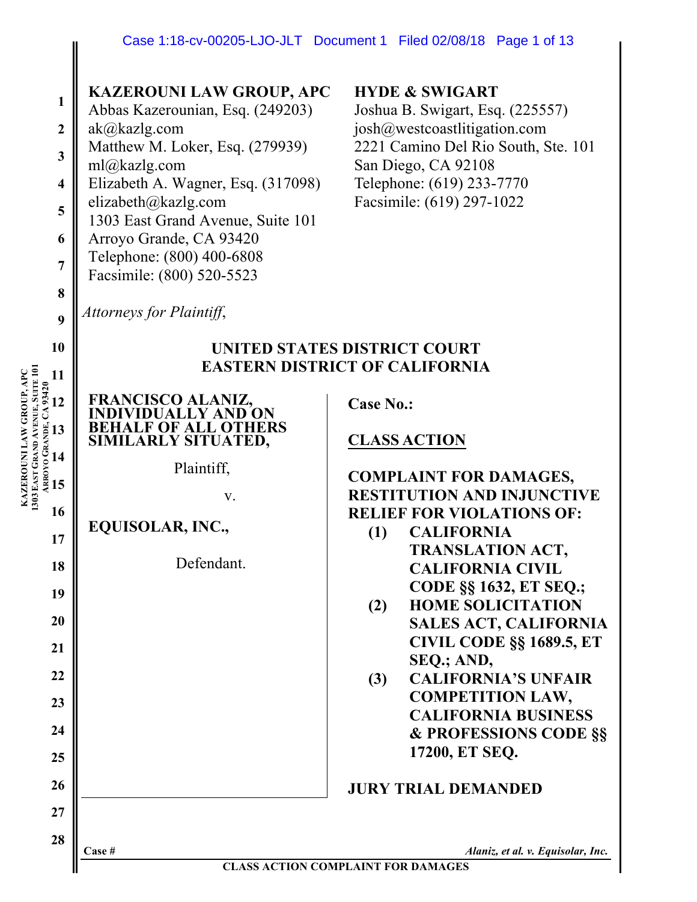**KAZEROUNI LAW GROUP, APC**
Abbas Kazerounian, Esq. (249203)
ak@kazlg.com
Matthew M. Loker, Esq. (279939)
ml@kazlg.com
Elizabeth A. Wagner, Esq. (317098)
elizabeth@kazlg.com
1303 East Grand Avenue, Suite 101
Arroyo Grande, CA 93420
Telephone: (800) 400-6808
Facsimile: (800) 520-5523

**HYDE & SWIGART**
Joshua B. Swigart, Esq. (225557)
josh@westcoastlitigation.com
2221 Camino Del Rio South, Ste. 101
San Diego, CA 92108
Telephone: (619) 233-7770
Facsimile: (619) 297-1022

*Attorneys for Plaintiff,*

**UNITED STATES DISTRICT COURT**
**EASTERN DISTRICT OF CALIFORNIA**

**FRANCISCO ALANIZ, INDIVIDUALLY AND ON BEHALF OF ALL OTHERS SIMILARLY SITUATED,**

Plaintiff,

v.

**EQUISOLAR, INC.,**

Defendant.

**Case No.:**

**CLASS ACTION**

**COMPLAINT FOR DAMAGES, RESTITUTION AND INJUNCTIVE RELIEF FOR VIOLATIONS OF:**

**(1) CALIFORNIA TRANSLATION ACT, CALIFORNIA CIVIL CODE §§ 1632, ET SEQ.;**
**(2) HOME SOLICITATION SALES ACT, CALIFORNIA CIVIL CODE §§ 1689.5, ET SEQ.; AND,**
**(3) CALIFORNIA'S UNFAIR COMPETITION LAW, CALIFORNIA BUSINESS & PROFESSIONS CODE §§ 17200, ET SEQ.**

**JURY TRIAL DEMANDED**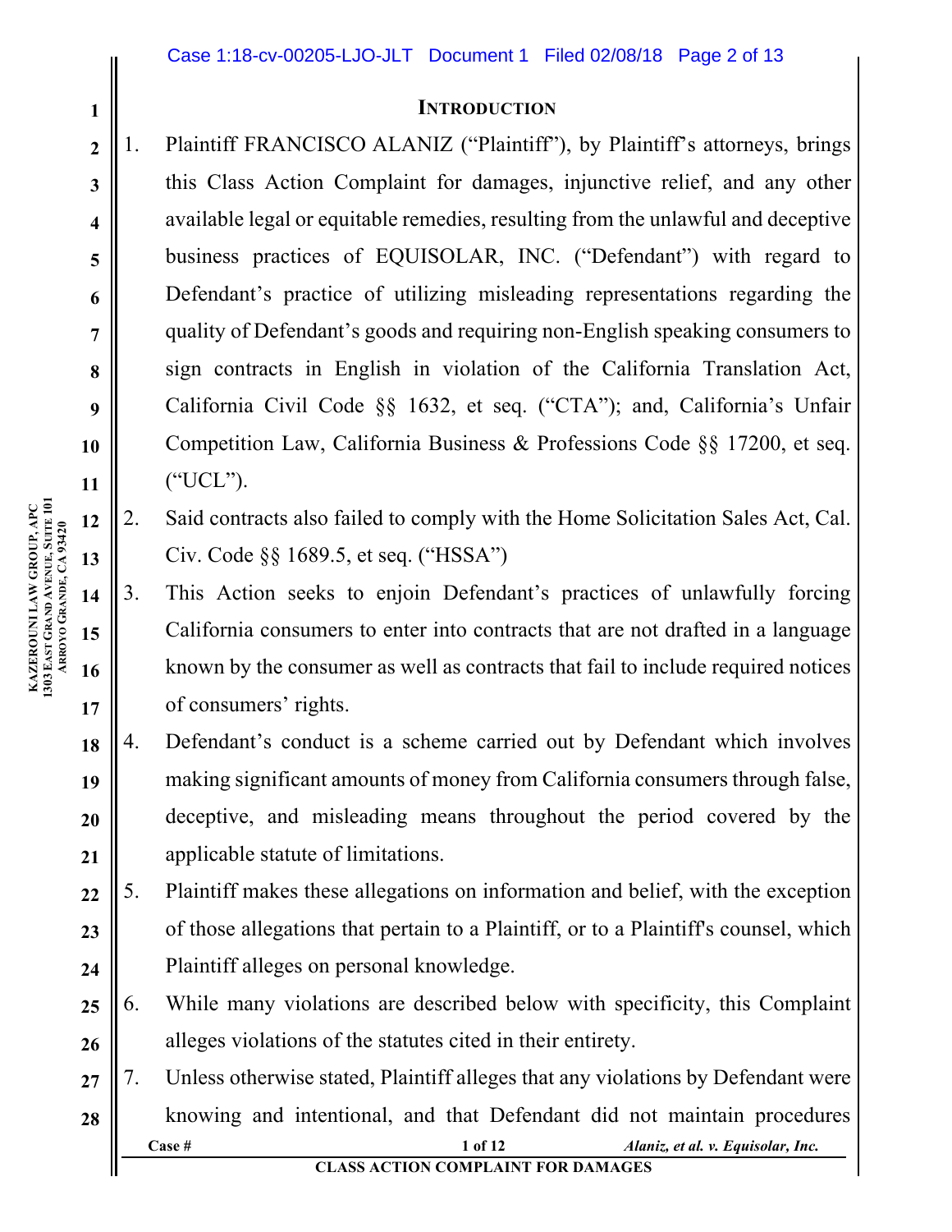## INTRODUCTION

1. Plaintiff FRANCISCO ALANIZ ("Plaintiff"), by Plaintiff's attorneys, brings this Class Action Complaint for damages, injunctive relief, and any other available legal or equitable remedies, resulting from the unlawful and deceptive business practices of EQUISOLAR, INC. ("Defendant") with regard to Defendant's practice of utilizing misleading representations regarding the quality of Defendant's goods and requiring non-English speaking consumers to sign contracts in English in violation of the California Translation Act, California Civil Code §§ 1632, et seq. ("CTA"); and, California's Unfair Competition Law, California Business & Professions Code §§ 17200, et seq. ("UCL").
2. Said contracts also failed to comply with the Home Solicitation Sales Act, Cal. Civ. Code §§ 1689.5, et seq. ("HSSA")
3. This Action seeks to enjoin Defendant's practices of unlawfully forcing California consumers to enter into contracts that are not drafted in a language known by the consumer as well as contracts that fail to include required notices of consumers' rights.
4. Defendant's conduct is a scheme carried out by Defendant which involves making significant amounts of money from California consumers through false, deceptive, and misleading means throughout the period covered by the applicable statute of limitations.
5. Plaintiff makes these allegations on information and belief, with the exception of those allegations that pertain to a Plaintiff, or to a Plaintiff's counsel, which Plaintiff alleges on personal knowledge.
6. While many violations are described below with specificity, this Complaint alleges violations of the statutes cited in their entirety.
7. Unless otherwise stated, Plaintiff alleges that any violations by Defendant were knowing and intentional, and that Defendant did not maintain procedures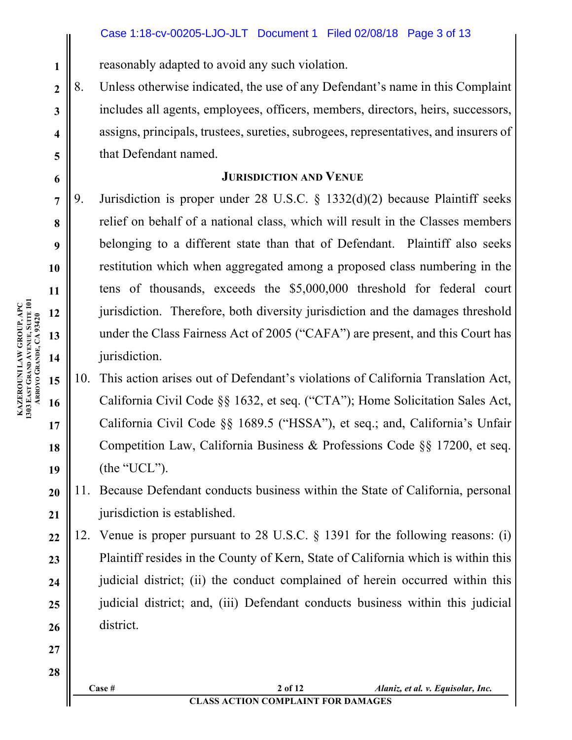reasonably adapted to avoid any such violation.

8. Unless otherwise indicated, the use of any Defendant's name in this Complaint includes all agents, employees, officers, members, directors, heirs, successors, assigns, principals, trustees, sureties, subrogees, representatives, and insurers of that Defendant named.

## JURISDICTION AND VENUE

9. Jurisdiction is proper under 28 U.S.C. § 1332(d)(2) because Plaintiff seeks relief on behalf of a national class, which will result in the Classes members belonging to a different state than that of Defendant. Plaintiff also seeks restitution which when aggregated among a proposed class numbering in the tens of thousands, exceeds the $5,000,000 threshold for federal court jurisdiction. Therefore, both diversity jurisdiction and the damages threshold under the Class Fairness Act of 2005 ("CAFA") are present, and this Court has jurisdiction.

10. This action arises out of Defendant's violations of California Translation Act, California Civil Code §§ 1632, et seq. ("CTA"); Home Solicitation Sales Act, California Civil Code §§ 1689.5 ("HSSA"), et seq.; and, California's Unfair Competition Law, California Business & Professions Code §§ 17200, et seq. (the "UCL").

11. Because Defendant conducts business within the State of California, personal jurisdiction is established.

12. Venue is proper pursuant to 28 U.S.C. § 1391 for the following reasons: (i) Plaintiff resides in the County of Kern, State of California which is within this judicial district; (ii) the conduct complained of herein occurred within this judicial district; and, (iii) Defendant conducts business within this judicial district.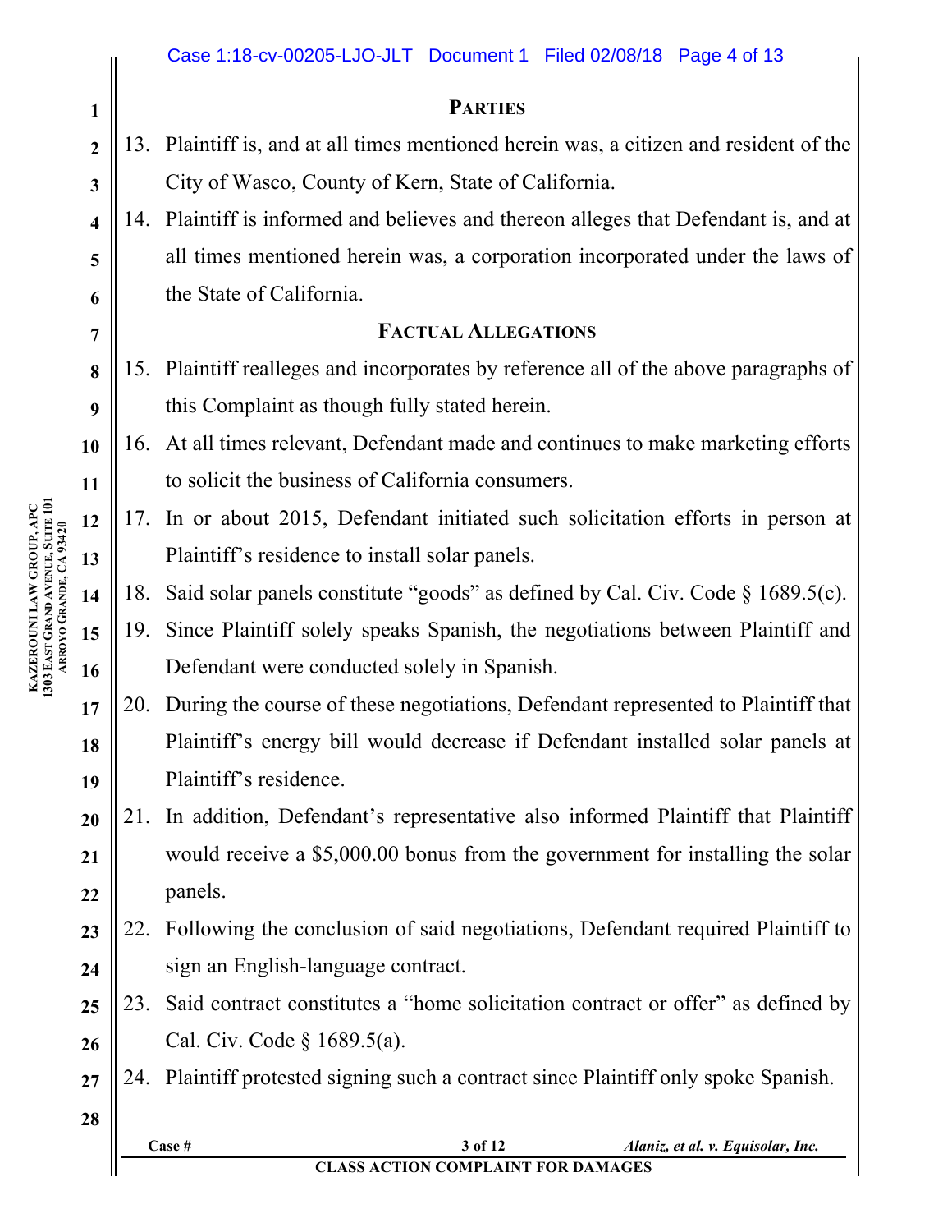## PARTIES

13. Plaintiff is, and at all times mentioned herein was, a citizen and resident of the City of Wasco, County of Kern, State of California.

14. Plaintiff is informed and believes and thereon alleges that Defendant is, and at all times mentioned herein was, a corporation incorporated under the laws of the State of California.

## FACTUAL ALLEGATIONS

15. Plaintiff realleges and incorporates by reference all of the above paragraphs of this Complaint as though fully stated herein.

16. At all times relevant, Defendant made and continues to make marketing efforts to solicit the business of California consumers.

17. In or about 2015, Defendant initiated such solicitation efforts in person at Plaintiff's residence to install solar panels.

18. Said solar panels constitute "goods" as defined by Cal. Civ. Code § 1689.5(c).

19. Since Plaintiff solely speaks Spanish, the negotiations between Plaintiff and Defendant were conducted solely in Spanish.

20. During the course of these negotiations, Defendant represented to Plaintiff that Plaintiff's energy bill would decrease if Defendant installed solar panels at Plaintiff's residence.

21. In addition, Defendant's representative also informed Plaintiff that Plaintiff would receive a $5,000.00 bonus from the government for installing the solar panels.

22. Following the conclusion of said negotiations, Defendant required Plaintiff to sign an English-language contract.

23. Said contract constitutes a "home solicitation contract or offer" as defined by Cal. Civ. Code § 1689.5(a).

24. Plaintiff protested signing such a contract since Plaintiff only spoke Spanish.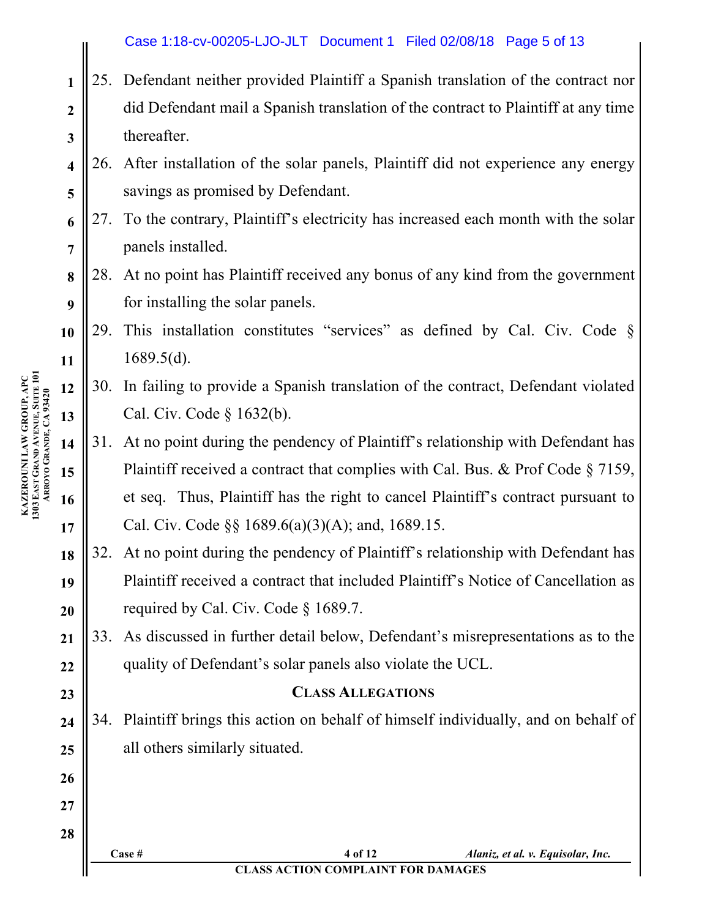25. Defendant neither provided Plaintiff a Spanish translation of the contract nor did Defendant mail a Spanish translation of the contract to Plaintiff at any time thereafter.

26. After installation of the solar panels, Plaintiff did not experience any energy savings as promised by Defendant.

27. To the contrary, Plaintiff's electricity has increased each month with the solar panels installed.

28. At no point has Plaintiff received any bonus of any kind from the government for installing the solar panels.

29. This installation constitutes "services" as defined by Cal. Civ. Code § 1689.5(d).

30. In failing to provide a Spanish translation of the contract, Defendant violated Cal. Civ. Code § 1632(b).

31. At no point during the pendency of Plaintiff's relationship with Defendant has Plaintiff received a contract that complies with Cal. Bus. & Prof Code § 7159, et seq. Thus, Plaintiff has the right to cancel Plaintiff's contract pursuant to Cal. Civ. Code §§ 1689.6(a)(3)(A); and, 1689.15.

32. At no point during the pendency of Plaintiff's relationship with Defendant has Plaintiff received a contract that included Plaintiff's Notice of Cancellation as required by Cal. Civ. Code § 1689.7.

33. As discussed in further detail below, Defendant's misrepresentations as to the quality of Defendant's solar panels also violate the UCL.

## Class Allegations

34. Plaintiff brings this action on behalf of himself individually, and on behalf of all others similarly situated.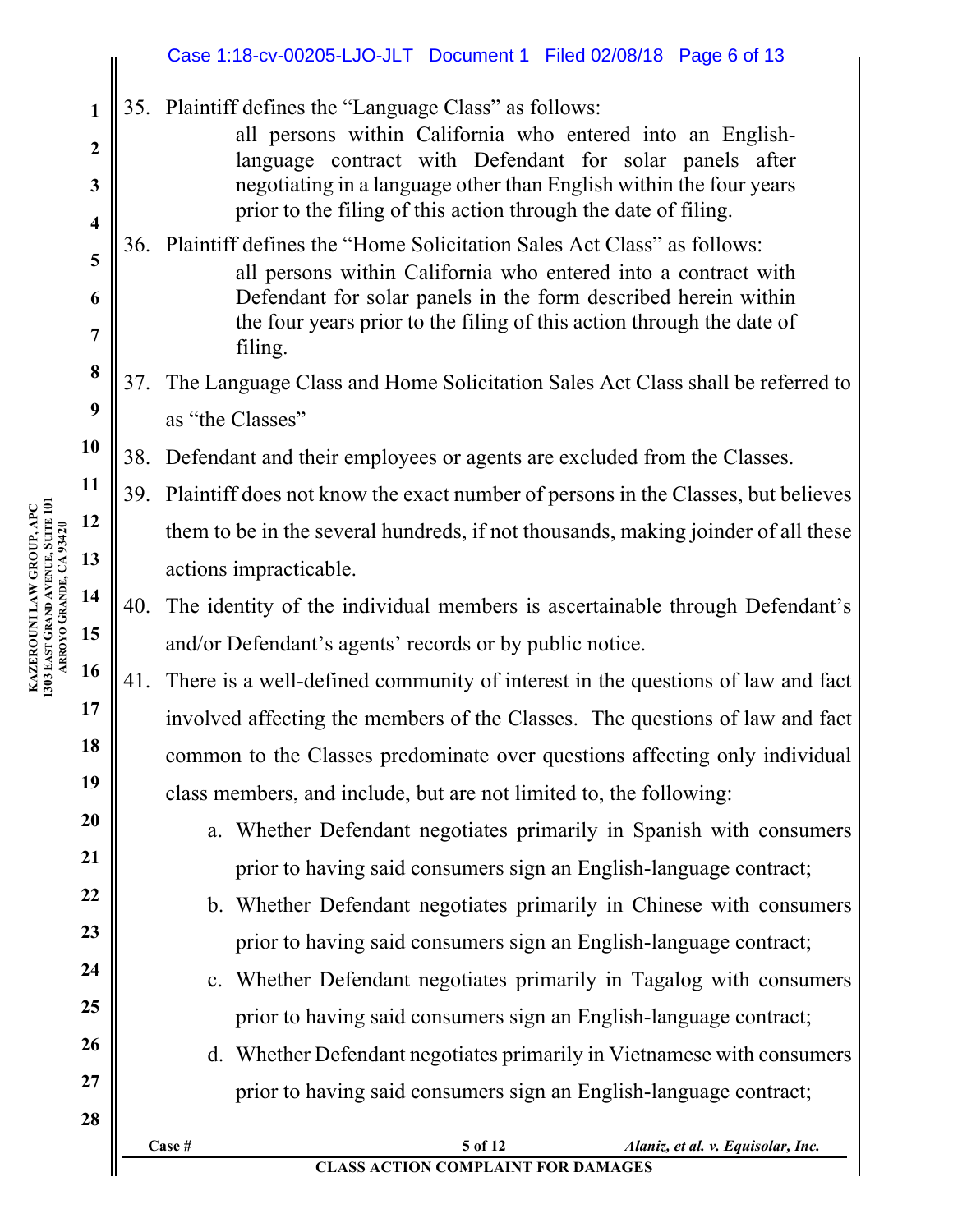35. Plaintiff defines the "Language Class" as follows:

    all persons within California who entered into an English-language contract with Defendant for solar panels after negotiating in a language other than English within the four years prior to the filing of this action through the date of filing.

36. Plaintiff defines the "Home Solicitation Sales Act Class" as follows:

    all persons within California who entered into a contract with Defendant for solar panels in the form described herein within the four years prior to the filing of this action through the date of filing.

37. The Language Class and Home Solicitation Sales Act Class shall be referred to as "the Classes"

38. Defendant and their employees or agents are excluded from the Classes.

39. Plaintiff does not know the exact number of persons in the Classes, but believes them to be in the several hundreds, if not thousands, making joinder of all these actions impracticable.

40. The identity of the individual members is ascertainable through Defendant's and/or Defendant's agents' records or by public notice.

41. There is a well-defined community of interest in the questions of law and fact involved affecting the members of the Classes. The questions of law and fact common to the Classes predominate over questions affecting only individual class members, and include, but are not limited to, the following:

    a. Whether Defendant negotiates primarily in Spanish with consumers prior to having said consumers sign an English-language contract;

    b. Whether Defendant negotiates primarily in Chinese with consumers prior to having said consumers sign an English-language contract;

    c. Whether Defendant negotiates primarily in Tagalog with consumers prior to having said consumers sign an English-language contract;

    d. Whether Defendant negotiates primarily in Vietnamese with consumers prior to having said consumers sign an English-language contract;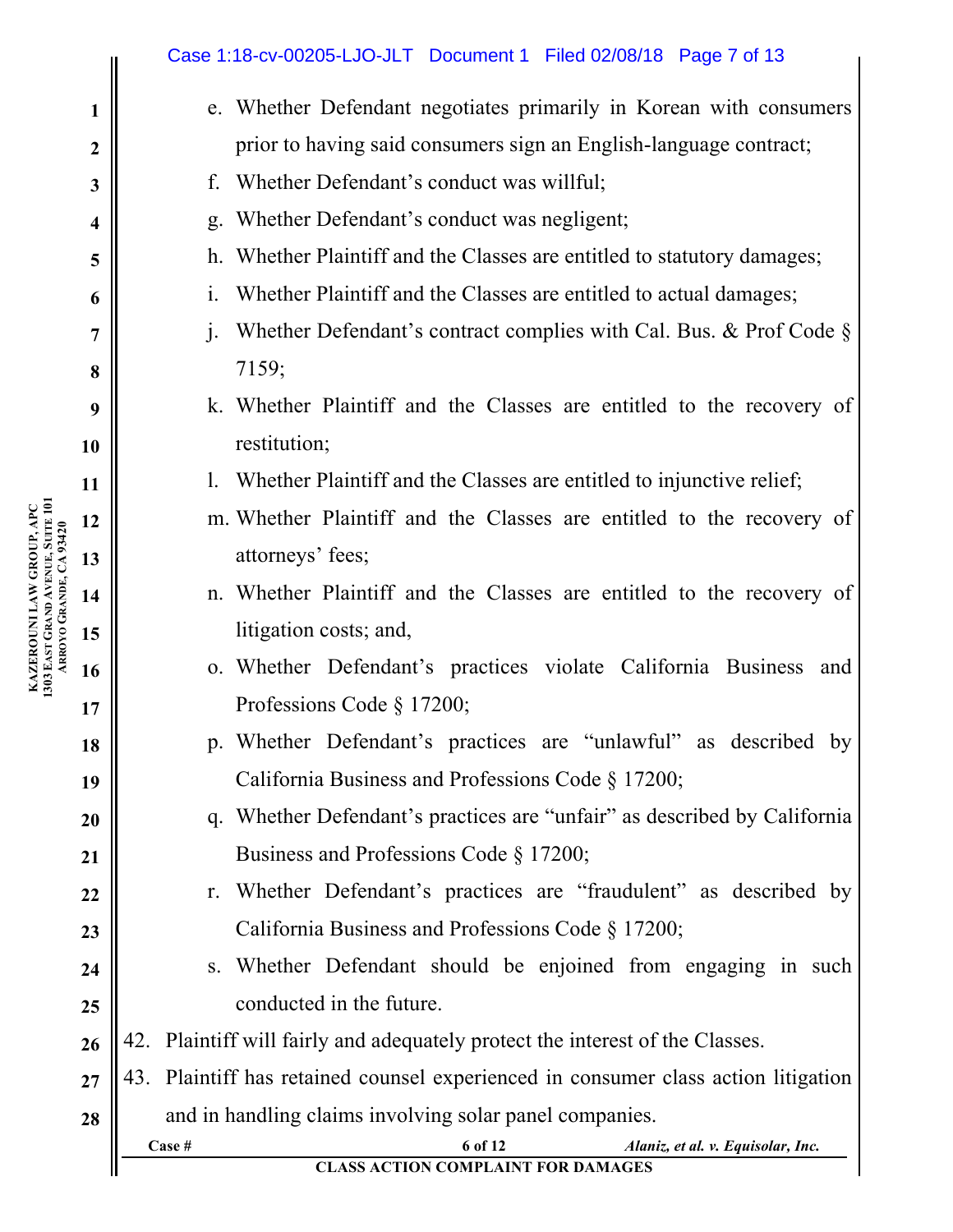e. Whether Defendant negotiates primarily in Korean with consumers prior to having said consumers sign an English-language contract;

f. Whether Defendant's conduct was willful;

g. Whether Defendant's conduct was negligent;

h. Whether Plaintiff and the Classes are entitled to statutory damages;

i. Whether Plaintiff and the Classes are entitled to actual damages;

j. Whether Defendant's contract complies with Cal. Bus. & Prof Code § 7159;

k. Whether Plaintiff and the Classes are entitled to the recovery of restitution;

l. Whether Plaintiff and the Classes are entitled to injunctive relief;

m. Whether Plaintiff and the Classes are entitled to the recovery of attorneys' fees;

n. Whether Plaintiff and the Classes are entitled to the recovery of litigation costs; and,

o. Whether Defendant's practices violate California Business and Professions Code § 17200;

p. Whether Defendant's practices are "unlawful" as described by California Business and Professions Code § 17200;

q. Whether Defendant's practices are "unfair" as described by California Business and Professions Code § 17200;

r. Whether Defendant's practices are "fraudulent" as described by California Business and Professions Code § 17200;

s. Whether Defendant should be enjoined from engaging in such conducted in the future.

42. Plaintiff will fairly and adequately protect the interest of the Classes.

43. Plaintiff has retained counsel experienced in consumer class action litigation and in handling claims involving solar panel companies.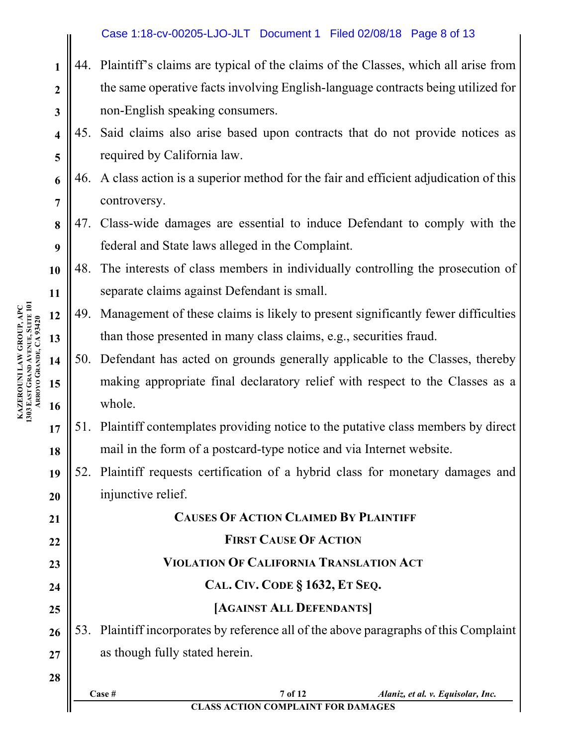44. Plaintiff's claims are typical of the claims of the Classes, which all arise from the same operative facts involving English-language contracts being utilized for non-English speaking consumers.

45. Said claims also arise based upon contracts that do not provide notices as required by California law.

46. A class action is a superior method for the fair and efficient adjudication of this controversy.

47. Class-wide damages are essential to induce Defendant to comply with the federal and State laws alleged in the Complaint.

48. The interests of class members in individually controlling the prosecution of separate claims against Defendant is small.

49. Management of these claims is likely to present significantly fewer difficulties than those presented in many class claims, e.g., securities fraud.

50. Defendant has acted on grounds generally applicable to the Classes, thereby making appropriate final declaratory relief with respect to the Classes as a whole.

51. Plaintiff contemplates providing notice to the putative class members by direct mail in the form of a postcard-type notice and via Internet website.

52. Plaintiff requests certification of a hybrid class for monetary damages and injunctive relief.

## CAUSES OF ACTION CLAIMED BY PLAINTIFF

### FIRST CAUSE OF ACTION

### VIOLATION OF CALIFORNIA TRANSLATION ACT

### CAL. CIV. CODE § 1632, ET SEQ.

### [AGAINST ALL DEFENDANTS]

53. Plaintiff incorporates by reference all of the above paragraphs of this Complaint as though fully stated herein.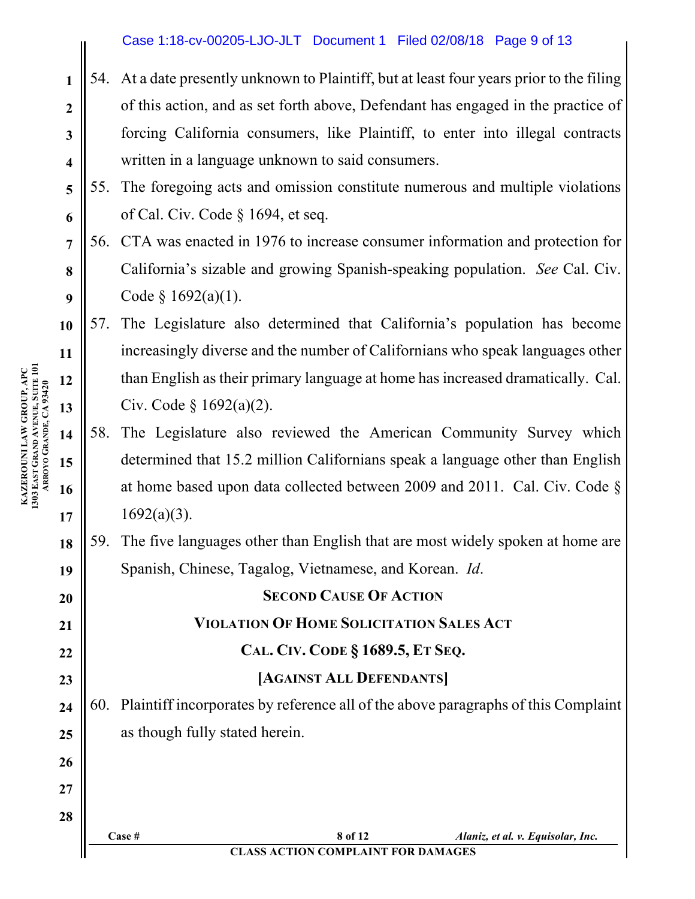54. At a date presently unknown to Plaintiff, but at least four years prior to the filing of this action, and as set forth above, Defendant has engaged in the practice of forcing California consumers, like Plaintiff, to enter into illegal contracts written in a language unknown to said consumers.

55. The foregoing acts and omission constitute numerous and multiple violations of Cal. Civ. Code § 1694, et seq.

56. CTA was enacted in 1976 to increase consumer information and protection for California's sizable and growing Spanish-speaking population. *See* Cal. Civ. Code § 1692(a)(1).

57. The Legislature also determined that California's population has become increasingly diverse and the number of Californians who speak languages other than English as their primary language at home has increased dramatically. Cal. Civ. Code § 1692(a)(2).

58. The Legislature also reviewed the American Community Survey which determined that 15.2 million Californians speak a language other than English at home based upon data collected between 2009 and 2011. Cal. Civ. Code § 1692(a)(3).

59. The five languages other than English that are most widely spoken at home are Spanish, Chinese, Tagalog, Vietnamese, and Korean. *Id*.

## SECOND CAUSE OF ACTION

## VIOLATION OF HOME SOLICITATION SALES ACT

## CAL. CIV. CODE § 1689.5, ET SEQ.

## [AGAINST ALL DEFENDANTS]

60. Plaintiff incorporates by reference all of the above paragraphs of this Complaint as though fully stated herein.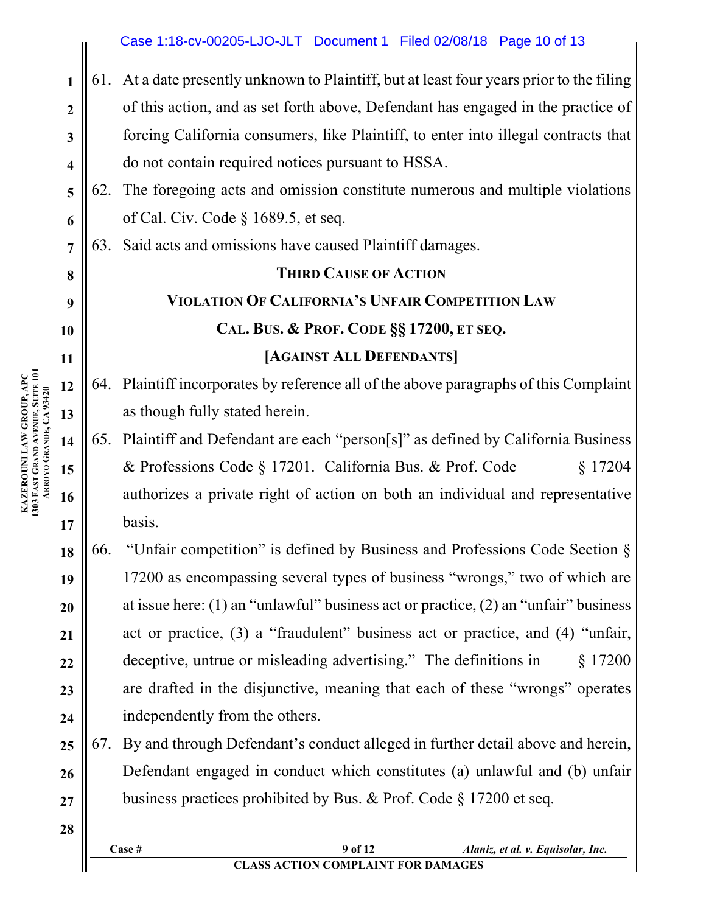61. At a date presently unknown to Plaintiff, but at least four years prior to the filing of this action, and as set forth above, Defendant has engaged in the practice of forcing California consumers, like Plaintiff, to enter into illegal contracts that do not contain required notices pursuant to HSSA.

62. The foregoing acts and omission constitute numerous and multiple violations of Cal. Civ. Code § 1689.5, et seq.

63. Said acts and omissions have caused Plaintiff damages.

**THIRD CAUSE OF ACTION**

**VIOLATION OF CALIFORNIA'S UNFAIR COMPETITION LAW**

**CAL. BUS. & PROF. CODE §§ 17200, ET SEQ.**

**[AGAINST ALL DEFENDANTS]**

64. Plaintiff incorporates by reference all of the above paragraphs of this Complaint as though fully stated herein.

65. Plaintiff and Defendant are each "person[s]" as defined by California Business & Professions Code § 17201. California Bus. & Prof. Code § 17204 authorizes a private right of action on both an individual and representative basis.

66. "Unfair competition" is defined by Business and Professions Code Section § 17200 as encompassing several types of business "wrongs," two of which are at issue here: (1) an "unlawful" business act or practice, (2) an "unfair" business act or practice, (3) a "fraudulent" business act or practice, and (4) "unfair, deceptive, untrue or misleading advertising." The definitions in § 17200 are drafted in the disjunctive, meaning that each of these "wrongs" operates independently from the others.

67. By and through Defendant's conduct alleged in further detail above and herein, Defendant engaged in conduct which constitutes (a) unlawful and (b) unfair business practices prohibited by Bus. & Prof. Code § 17200 et seq.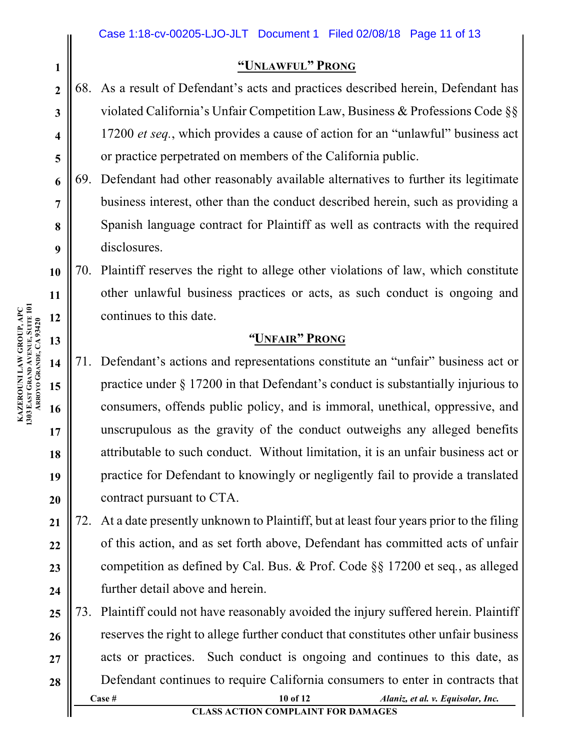### "Unlawful" Prong

68. As a result of Defendant's acts and practices described herein, Defendant has violated California's Unfair Competition Law, Business & Professions Code §§ 17200 *et seq.*, which provides a cause of action for an "unlawful" business act or practice perpetrated on members of the California public.

69. Defendant had other reasonably available alternatives to further its legitimate business interest, other than the conduct described herein, such as providing a Spanish language contract for Plaintiff as well as contracts with the required disclosures.

70. Plaintiff reserves the right to allege other violations of law, which constitute other unlawful business practices or acts, as such conduct is ongoing and continues to this date.

### "Unfair" Prong

71. Defendant's actions and representations constitute an "unfair" business act or practice under § 17200 in that Defendant's conduct is substantially injurious to consumers, offends public policy, and is immoral, unethical, oppressive, and unscrupulous as the gravity of the conduct outweighs any alleged benefits attributable to such conduct. Without limitation, it is an unfair business act or practice for Defendant to knowingly or negligently fail to provide a translated contract pursuant to CTA.

72. At a date presently unknown to Plaintiff, but at least four years prior to the filing of this action, and as set forth above, Defendant has committed acts of unfair competition as defined by Cal. Bus. & Prof. Code §§ 17200 et seq., as alleged further detail above and herein.

73. Plaintiff could not have reasonably avoided the injury suffered herein. Plaintiff reserves the right to allege further conduct that constitutes other unfair business acts or practices. Such conduct is ongoing and continues to this date, as Defendant continues to require California consumers to enter in contracts that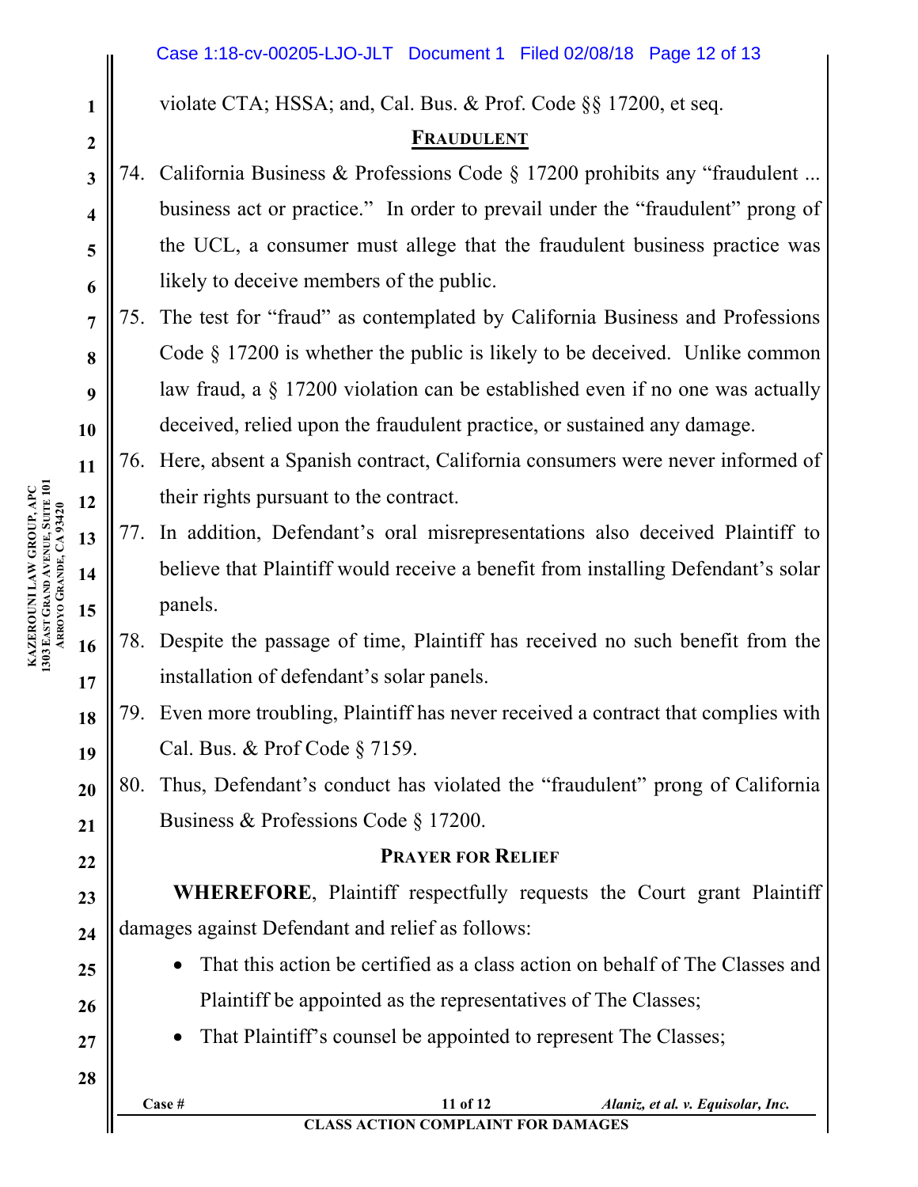violate CTA; HSSA; and, Cal. Bus. & Prof. Code §§ 17200, et seq.

## FRAUDULENT

74. California Business & Professions Code § 17200 prohibits any "fraudulent ... business act or practice." In order to prevail under the "fraudulent" prong of the UCL, a consumer must allege that the fraudulent business practice was likely to deceive members of the public.

75. The test for "fraud" as contemplated by California Business and Professions Code § 17200 is whether the public is likely to be deceived. Unlike common law fraud, a § 17200 violation can be established even if no one was actually deceived, relied upon the fraudulent practice, or sustained any damage.

76. Here, absent a Spanish contract, California consumers were never informed of their rights pursuant to the contract.

77. In addition, Defendant's oral misrepresentations also deceived Plaintiff to believe that Plaintiff would receive a benefit from installing Defendant's solar panels.

78. Despite the passage of time, Plaintiff has received no such benefit from the installation of defendant's solar panels.

79. Even more troubling, Plaintiff has never received a contract that complies with Cal. Bus. & Prof Code § 7159.

80. Thus, Defendant's conduct has violated the "fraudulent" prong of California Business & Professions Code § 17200.

## PRAYER FOR RELIEF

**WHEREFORE**, Plaintiff respectfully requests the Court grant Plaintiff damages against Defendant and relief as follows:

- That this action be certified as a class action on behalf of The Classes and Plaintiff be appointed as the representatives of The Classes;
- That Plaintiff's counsel be appointed to represent The Classes;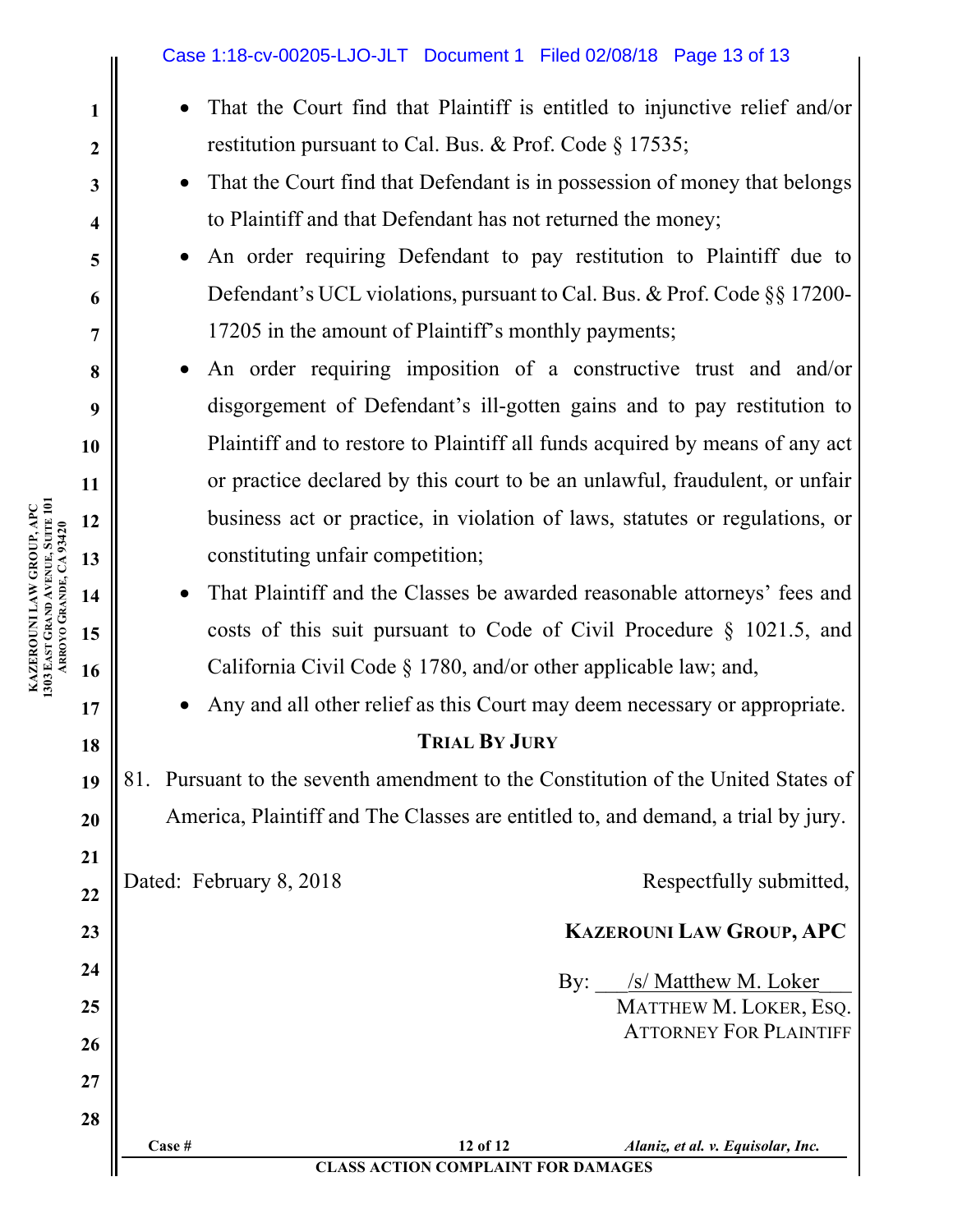- That the Court find that Plaintiff is entitled to injunctive relief and/or restitution pursuant to Cal. Bus. & Prof. Code § 17535;
- That the Court find that Defendant is in possession of money that belongs to Plaintiff and that Defendant has not returned the money;
- An order requiring Defendant to pay restitution to Plaintiff due to Defendant's UCL violations, pursuant to Cal. Bus. & Prof. Code §§ 17200-17205 in the amount of Plaintiff's monthly payments;
- An order requiring imposition of a constructive trust and and/or disgorgement of Defendant's ill-gotten gains and to pay restitution to Plaintiff and to restore to Plaintiff all funds acquired by means of any act or practice declared by this court to be an unlawful, fraudulent, or unfair business act or practice, in violation of laws, statutes or regulations, or constituting unfair competition;
- That Plaintiff and the Classes be awarded reasonable attorneys' fees and costs of this suit pursuant to Code of Civil Procedure § 1021.5, and California Civil Code § 1780, and/or other applicable law; and,
- Any and all other relief as this Court may deem necessary or appropriate.

## TRIAL BY JURY

81. Pursuant to the seventh amendment to the Constitution of the United States of America, Plaintiff and The Classes are entitled to, and demand, a trial by jury.

Dated: February 8, 2018

Respectfully submitted,

**KAZEROUNI LAW GROUP, APC**

By: /s/ Matthew M. Loker
MATTHEW M. LOKER, ESQ.
ATTORNEY FOR PLAINTIFF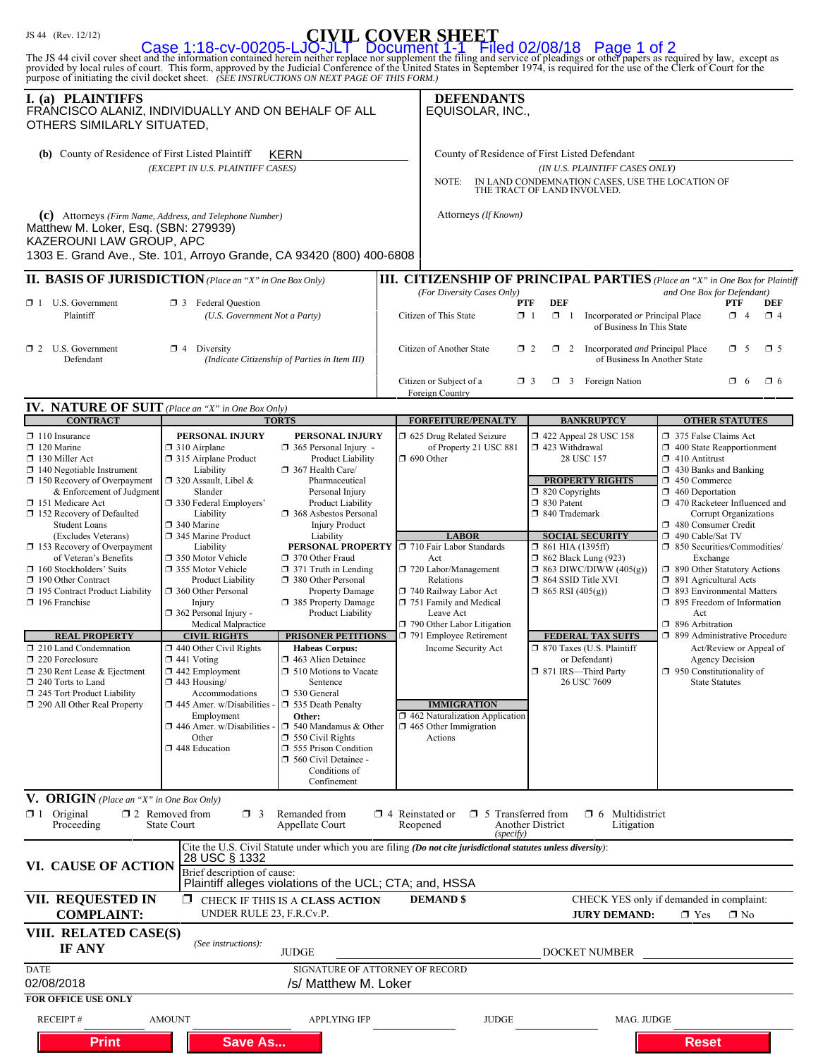JS 44 (Rev. 12/12)

# CIVIL COVER SHEET

The JS 44 civil cover sheet and the information contained herein neither replace nor supplement the filing and service of pleadings or other papers as required by law, except as provided by local rules of court. This form, approved by the Judicial Conference of the United States in September 1974, is required for the use of the Clerk of Court for the purpose of initiating the civil docket sheet. *(SEE INSTRUCTIONS ON NEXT PAGE OF THIS FORM.)*

## I. (a) PLAINTIFFS

FRANCISCO ALANIZ, INDIVIDUALLY AND ON BEHALF OF ALL OTHERS SIMILARLY SITUATED,

**(b)** County of Residence of First Listed Plaintiff KERN
*(EXCEPT IN U.S. PLAINTIFF CASES)*

**(c)** Attorneys *(Firm Name, Address, and Telephone Number)*
Matthew M. Loker, Esq. (SBN: 279939)
KAZEROUNI LAW GROUP, APC
1303 E. Grand Ave., Ste. 101, Arroyo Grande, CA 93420 (800) 400-6808

## DEFENDANTS

EQUISOLAR, INC.,

County of Residence of First Listed Defendant
*(IN U.S. PLAINTIFF CASES ONLY)*

NOTE: IN LAND CONDEMNATION CASES, USE THE LOCATION OF THE TRACT OF LAND INVOLVED.

Attorneys *(If Known)*

## II. BASIS OF JURISDICTION *(Place an "X" in One Box Only)*

- ☐ 1 U.S. Government Plaintiff
- ☐ 3 Federal Question *(U.S. Government Not a Party)*
- ☐ 2 U.S. Government Defendant
- ☐ 4 Diversity *(Indicate Citizenship of Parties in Item III)*

## III. CITIZENSHIP OF PRINCIPAL PARTIES *(Place an "X" in One Box for Plaintiff and One Box for Defendant)*

*(For Diversity Cases Only)*

| | PTF | DEF | | PTF | DEF |
|---|---|---|---|---|---|
| Citizen of This State | ☐ 1 | ☐ 1 | Incorporated *or* Principal Place of Business In This State | ☐ 4 | ☐ 4 |
| Citizen of Another State | ☐ 2 | ☐ 2 | Incorporated *and* Principal Place of Business In Another State | ☐ 5 | ☐ 5 |
| Citizen or Subject of a Foreign Country | ☐ 3 | ☐ 3 | Foreign Nation | ☐ 6 | ☐ 6 |

## IV. NATURE OF SUIT *(Place an "X" in One Box Only)*

**CONTRACT**
- ☐ 110 Insurance
- ☐ 120 Marine
- ☐ 130 Miller Act
- ☐ 140 Negotiable Instrument
- ☐ 150 Recovery of Overpayment & Enforcement of Judgment
- ☐ 151 Medicare Act
- ☐ 152 Recovery of Defaulted Student Loans (Excludes Veterans)
- ☐ 153 Recovery of Overpayment of Veteran's Benefits
- ☐ 160 Stockholders' Suits
- ☐ 190 Other Contract
- ☐ 195 Contract Product Liability
- ☐ 196 Franchise

**REAL PROPERTY**
- ☐ 210 Land Condemnation
- ☐ 220 Foreclosure
- ☐ 230 Rent Lease & Ejectment
- ☐ 240 Torts to Land
- ☐ 245 Tort Product Liability
- ☐ 290 All Other Real Property

**TORTS**

PERSONAL INJURY
- ☐ 310 Airplane
- ☐ 315 Airplane Product Liability
- ☐ 320 Assault, Libel & Slander
- ☐ 330 Federal Employers' Liability
- ☐ 340 Marine
- ☐ 345 Marine Product Liability
- ☐ 350 Motor Vehicle
- ☐ 355 Motor Vehicle Product Liability
- ☐ 360 Other Personal Injury
- ☐ 362 Personal Injury - Medical Malpractice

PERSONAL INJURY
- ☐ 365 Personal Injury - Product Liability
- ☐ 367 Health Care/ Pharmaceutical Personal Injury Product Liability
- ☐ 368 Asbestos Personal Injury Product Liability

PERSONAL PROPERTY
- ☐ 370 Other Fraud
- ☐ 371 Truth in Lending
- ☐ 380 Other Personal Property Damage
- ☐ 385 Property Damage Product Liability

**CIVIL RIGHTS**
- ☐ 440 Other Civil Rights
- ☐ 441 Voting
- ☐ 442 Employment
- ☐ 443 Housing/ Accommodations
- ☐ 445 Amer. w/Disabilities - Employment
- ☐ 446 Amer. w/Disabilities - Other
- ☐ 448 Education

**PRISONER PETITIONS**

Habeas Corpus:
- ☐ 463 Alien Detainee
- ☐ 510 Motions to Vacate Sentence
- ☐ 530 General
- ☐ 535 Death Penalty

Other:
- ☐ 540 Mandamus & Other
- ☐ 550 Civil Rights
- ☐ 555 Prison Condition
- ☐ 560 Civil Detainee - Conditions of Confinement

**FORFEITURE/PENALTY**
- ☐ 625 Drug Related Seizure of Property 21 USC 881
- ☐ 690 Other

**LABOR**
- ☐ 710 Fair Labor Standards Act
- ☐ 720 Labor/Management Relations
- ☐ 740 Railway Labor Act
- ☐ 751 Family and Medical Leave Act
- ☐ 790 Other Labor Litigation
- ☐ 791 Employee Retirement Income Security Act

**IMMIGRATION**
- ☐ 462 Naturalization Application
- ☐ 465 Other Immigration Actions

**BANKRUPTCY**
- ☐ 422 Appeal 28 USC 158
- ☐ 423 Withdrawal 28 USC 157

**PROPERTY RIGHTS**
- ☐ 820 Copyrights
- ☐ 830 Patent
- ☐ 840 Trademark

**SOCIAL SECURITY**
- ☐ 861 HIA (1395ff)
- ☐ 862 Black Lung (923)
- ☐ 863 DIWC/DIWW (405(g))
- ☐ 864 SSID Title XVI
- ☐ 865 RSI (405(g))

**FEDERAL TAX SUITS**
- ☐ 870 Taxes (U.S. Plaintiff or Defendant)
- ☐ 871 IRS—Third Party 26 USC 7609

**OTHER STATUTES**
- ☐ 375 False Claims Act
- ☐ 400 State Reapportionment
- ☐ 410 Antitrust
- ☐ 430 Banks and Banking
- ☐ 450 Commerce
- ☐ 460 Deportation
- ☐ 470 Racketeer Influenced and Corrupt Organizations
- ☐ 480 Consumer Credit
- ☐ 490 Cable/Sat TV
- ☐ 850 Securities/Commodities/ Exchange
- ☐ 890 Other Statutory Actions
- ☐ 891 Agricultural Acts
- ☐ 893 Environmental Matters
- ☐ 895 Freedom of Information Act
- ☐ 896 Arbitration
- ☐ 899 Administrative Procedure Act/Review or Appeal of Agency Decision
- ☐ 950 Constitutionality of State Statutes

## V. ORIGIN *(Place an "X" in One Box Only)*

- ☐ 1 Original Proceeding
- ☐ 2 Removed from State Court
- ☐ 3 Remanded from Appellate Court
- ☐ 4 Reinstated or Reopened
- ☐ 5 Transferred from Another District *(specify)*
- ☐ 6 Multidistrict Litigation

## VI. CAUSE OF ACTION

Cite the U.S. Civil Statute under which you are filing *(Do not cite jurisdictional statutes unless diversity)*:
28 USC § 1332

Brief description of cause:
Plaintiff alleges violations of the UCL; CTA; and, HSSA

## VII. REQUESTED IN COMPLAINT:

☐ CHECK IF THIS IS A **CLASS ACTION** UNDER RULE 23, F.R.Cv.P.

**DEMAND $**

CHECK YES only if demanded in complaint:
**JURY DEMAND:** ☐ Yes ☐ No

## VIII. RELATED CASE(S) IF ANY

*(See instructions):* JUDGE DOCKET NUMBER

DATE
02/08/2018

SIGNATURE OF ATTORNEY OF RECORD
/s/ Matthew M. Loker

**FOR OFFICE USE ONLY**

RECEIPT # AMOUNT APPLYING IFP JUDGE MAG. JUDGE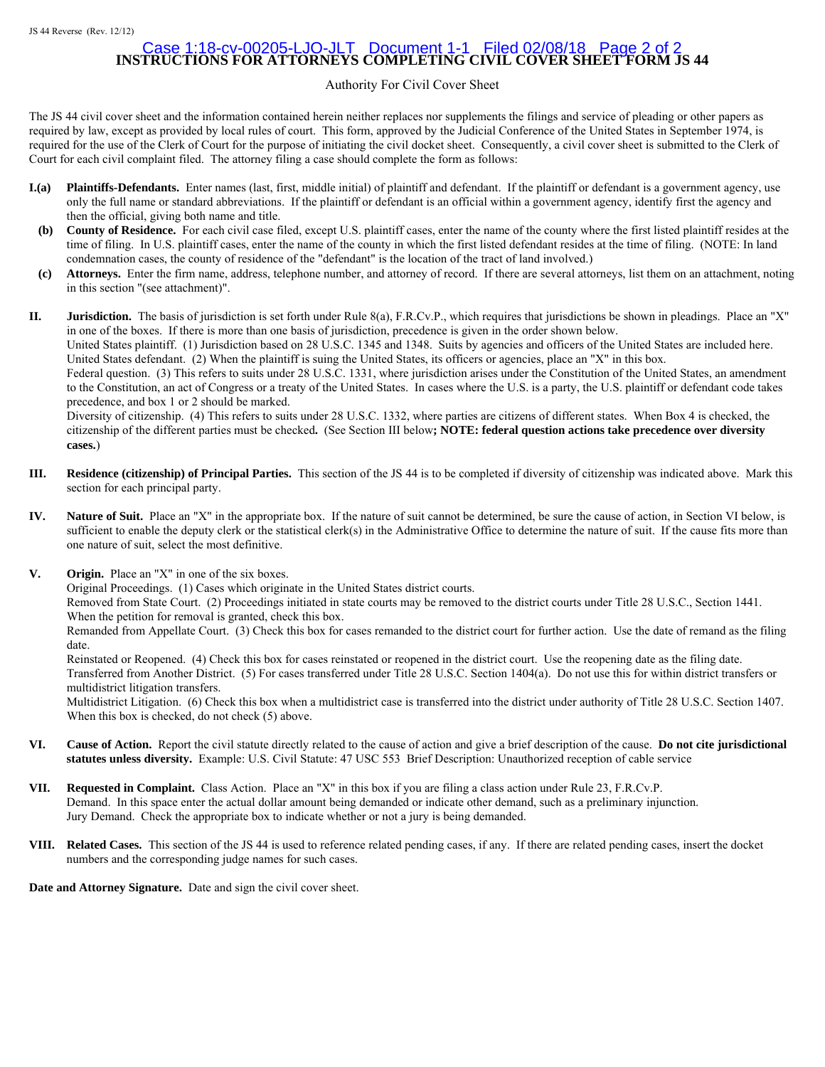# INSTRUCTIONS FOR ATTORNEYS COMPLETING CIVIL COVER SHEET FORM JS 44

Authority For Civil Cover Sheet

The JS 44 civil cover sheet and the information contained herein neither replaces nor supplements the filings and service of pleading or other papers as required by law, except as provided by local rules of court. This form, approved by the Judicial Conference of the United States in September 1974, is required for the use of the Clerk of Court for the purpose of initiating the civil docket sheet. Consequently, a civil cover sheet is submitted to the Clerk of Court for each civil complaint filed. The attorney filing a case should complete the form as follows:

**I.(a) Plaintiffs-Defendants.** Enter names (last, first, middle initial) of plaintiff and defendant. If the plaintiff or defendant is a government agency, use only the full name or standard abbreviations. If the plaintiff or defendant is an official within a government agency, identify first the agency and then the official, giving both name and title.

**(b) County of Residence.** For each civil case filed, except U.S. plaintiff cases, enter the name of the county where the first listed plaintiff resides at the time of filing. In U.S. plaintiff cases, enter the name of the county in which the first listed defendant resides at the time of filing. (NOTE: In land condemnation cases, the county of residence of the "defendant" is the location of the tract of land involved.)

**(c) Attorneys.** Enter the firm name, address, telephone number, and attorney of record. If there are several attorneys, list them on an attachment, noting in this section "(see attachment)".

**II. Jurisdiction.** The basis of jurisdiction is set forth under Rule 8(a), F.R.Cv.P., which requires that jurisdictions be shown in pleadings. Place an "X" in one of the boxes. If there is more than one basis of jurisdiction, precedence is given in the order shown below.
United States plaintiff. (1) Jurisdiction based on 28 U.S.C. 1345 and 1348. Suits by agencies and officers of the United States are included here.
United States defendant. (2) When the plaintiff is suing the United States, its officers or agencies, place an "X" in this box.
Federal question. (3) This refers to suits under 28 U.S.C. 1331, where jurisdiction arises under the Constitution of the United States, an amendment to the Constitution, an act of Congress or a treaty of the United States. In cases where the U.S. is a party, the U.S. plaintiff or defendant code takes precedence, and box 1 or 2 should be marked.
Diversity of citizenship. (4) This refers to suits under 28 U.S.C. 1332, where parties are citizens of different states. When Box 4 is checked, the citizenship of the different parties must be checked**.** (See Section III below**; NOTE: federal question actions take precedence over diversity cases.**)

**III. Residence (citizenship) of Principal Parties.** This section of the JS 44 is to be completed if diversity of citizenship was indicated above. Mark this section for each principal party.

**IV. Nature of Suit.** Place an "X" in the appropriate box. If the nature of suit cannot be determined, be sure the cause of action, in Section VI below, is sufficient to enable the deputy clerk or the statistical clerk(s) in the Administrative Office to determine the nature of suit. If the cause fits more than one nature of suit, select the most definitive.

**V. Origin.** Place an "X" in one of the six boxes.
Original Proceedings. (1) Cases which originate in the United States district courts.
Removed from State Court. (2) Proceedings initiated in state courts may be removed to the district courts under Title 28 U.S.C., Section 1441. When the petition for removal is granted, check this box.
Remanded from Appellate Court. (3) Check this box for cases remanded to the district court for further action. Use the date of remand as the filing date.
Reinstated or Reopened. (4) Check this box for cases reinstated or reopened in the district court. Use the reopening date as the filing date.
Transferred from Another District. (5) For cases transferred under Title 28 U.S.C. Section 1404(a). Do not use this for within district transfers or multidistrict litigation transfers.
Multidistrict Litigation. (6) Check this box when a multidistrict case is transferred into the district under authority of Title 28 U.S.C. Section 1407. When this box is checked, do not check (5) above.

**VI. Cause of Action.** Report the civil statute directly related to the cause of action and give a brief description of the cause. **Do not cite jurisdictional statutes unless diversity.** Example: U.S. Civil Statute: 47 USC 553 Brief Description: Unauthorized reception of cable service

**VII. Requested in Complaint.** Class Action. Place an "X" in this box if you are filing a class action under Rule 23, F.R.Cv.P.
Demand. In this space enter the actual dollar amount being demanded or indicate other demand, such as a preliminary injunction.
Jury Demand. Check the appropriate box to indicate whether or not a jury is being demanded.

**VIII. Related Cases.** This section of the JS 44 is used to reference related pending cases, if any. If there are related pending cases, insert the docket numbers and the corresponding judge names for such cases.

**Date and Attorney Signature.** Date and sign the civil cover sheet.